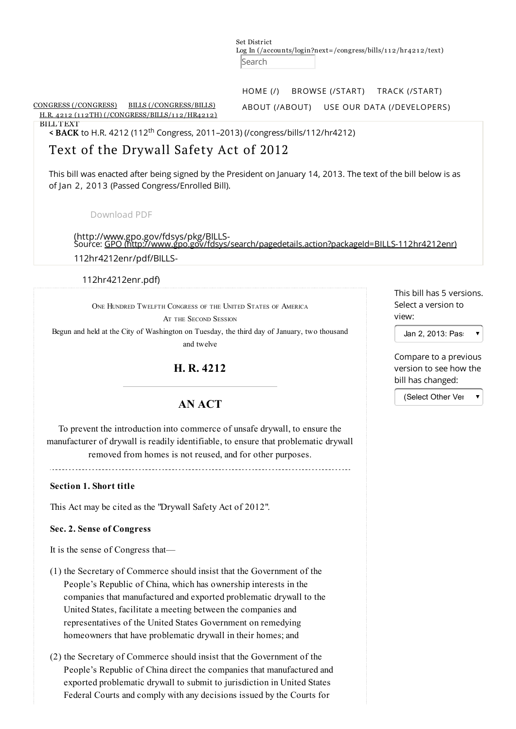Set District
Log In (/accounts/login?next=/congress/bills/112/hr4212/text)

Search

HOME (/) BROWSE (/START) TRACK (/START)
ABOUT (/ABOUT) USE OUR DATA (/DEVELOPERS)

CONGRESS (/CONGRESS) BILLS (/CONGRESS/BILLS) H.R. 4212 (112TH) (/CONGRESS/BILLS/112/HR4212) BILL TEXT

**< BACK** to H.R. 4212 (112th Congress, 2011–2013) (/congress/bills/112/hr4212)

# Text of the Drywall Safety Act of 2012

This bill was enacted after being signed by the President on January 14, 2013. The text of the bill below is as of Jan 2, 2013 (Passed Congress/Enrolled Bill).

Download PDF (http://www.gpo.gov/fdsys/pkg/BILLS-112hr4212enr/pdf/BILLS-112hr4212enr.pdf)

Source: GPO (http://www.gpo.gov/fdsys/search/pagedetails.action?packageId=BILLS-112hr4212enr)

This bill has 5 versions. Select a version to view:

Jan 2, 2013: Pas

Compare to a previous version to see how the bill has changed:

(Select Other Ver

One Hundred Twelfth Congress of the United States of America

At the Second Session

Begun and held at the City of Washington on Tuesday, the third day of January, two thousand and twelve

## H. R. 4212

## AN ACT

To prevent the introduction into commerce of unsafe drywall, to ensure the manufacturer of drywall is readily identifiable, to ensure that problematic drywall removed from homes is not reused, and for other purposes.

### Section 1. Short title

This Act may be cited as the "Drywall Safety Act of 2012".

### Sec. 2. Sense of Congress

It is the sense of Congress that—

(1) the Secretary of Commerce should insist that the Government of the People's Republic of China, which has ownership interests in the companies that manufactured and exported problematic drywall to the United States, facilitate a meeting between the companies and representatives of the United States Government on remedying homeowners that have problematic drywall in their homes; and

(2) the Secretary of Commerce should insist that the Government of the People's Republic of China direct the companies that manufactured and exported problematic drywall to submit to jurisdiction in United States Federal Courts and comply with any decisions issued by the Courts for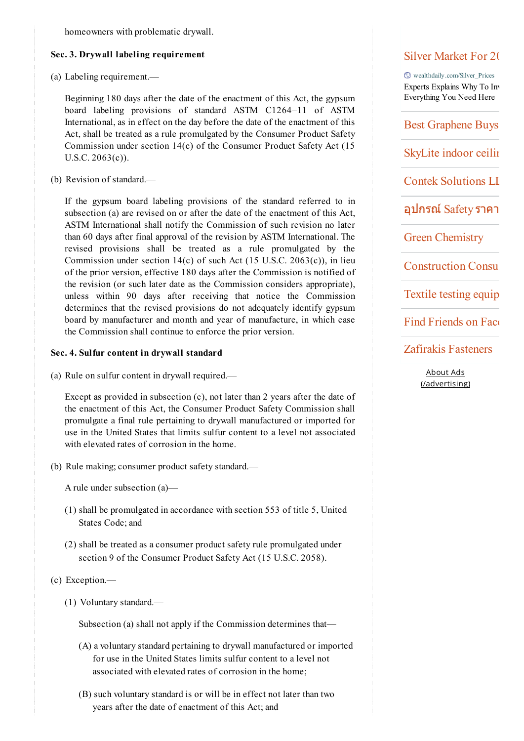homeowners with problematic drywall.

**Sec. 3. Drywall labeling requirement**

(a) Labeling requirement.—

Beginning 180 days after the date of the enactment of this Act, the gypsum board labeling provisions of standard ASTM C1264–11 of ASTM International, as in effect on the day before the date of the enactment of this Act, shall be treated as a rule promulgated by the Consumer Product Safety Commission under section 14(c) of the Consumer Product Safety Act (15 U.S.C. 2063(c)).

(b) Revision of standard.—

If the gypsum board labeling provisions of the standard referred to in subsection (a) are revised on or after the date of the enactment of this Act, ASTM International shall notify the Commission of such revision no later than 60 days after final approval of the revision by ASTM International. The revised provisions shall be treated as a rule promulgated by the Commission under section 14(c) of such Act (15 U.S.C. 2063(c)), in lieu of the prior version, effective 180 days after the Commission is notified of the revision (or such later date as the Commission considers appropriate), unless within 90 days after receiving that notice the Commission determines that the revised provisions do not adequately identify gypsum board by manufacturer and month and year of manufacture, in which case the Commission shall continue to enforce the prior version.

**Sec. 4. Sulfur content in drywall standard**

(a) Rule on sulfur content in drywall required.—

Except as provided in subsection (c), not later than 2 years after the date of the enactment of this Act, the Consumer Product Safety Commission shall promulgate a final rule pertaining to drywall manufactured or imported for use in the United States that limits sulfur content to a level not associated with elevated rates of corrosion in the home.

(b) Rule making; consumer product safety standard.—

A rule under subsection (a)—

(1) shall be promulgated in accordance with section 553 of title 5, United States Code; and

(2) shall be treated as a consumer product safety rule promulgated under section 9 of the Consumer Product Safety Act (15 U.S.C. 2058).

(c) Exception.—

(1) Voluntary standard.—

Subsection (a) shall not apply if the Commission determines that—

(A) a voluntary standard pertaining to drywall manufactured or imported for use in the United States limits sulfur content to a level not associated with elevated rates of corrosion in the home;

(B) such voluntary standard is or will be in effect not later than two years after the date of enactment of this Act; and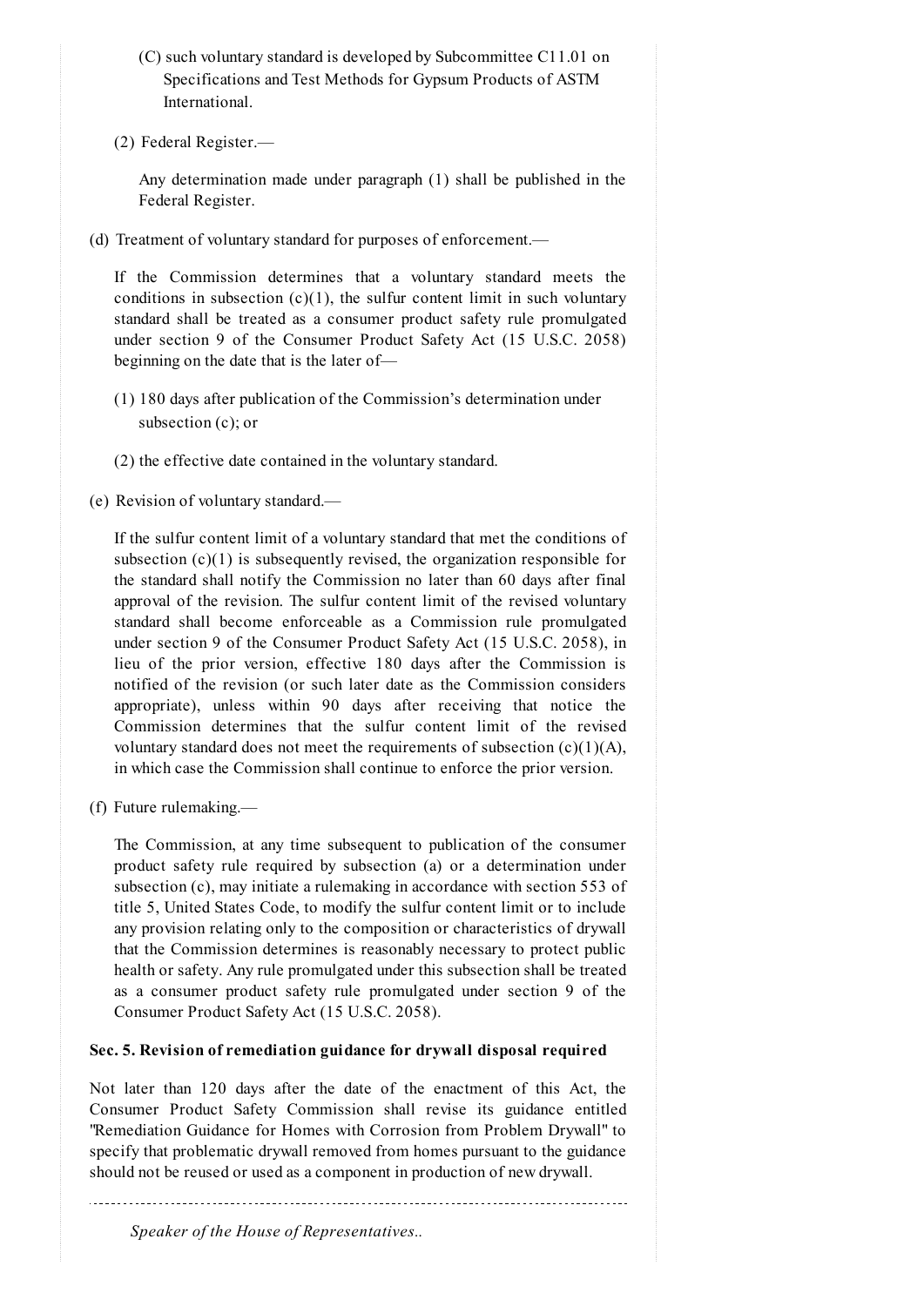(C) such voluntary standard is developed by Subcommittee C11.01 on Specifications and Test Methods for Gypsum Products of ASTM International.

(2) Federal Register.—

Any determination made under paragraph (1) shall be published in the Federal Register.

(d) Treatment of voluntary standard for purposes of enforcement.—

If the Commission determines that a voluntary standard meets the conditions in subsection (c)(1), the sulfur content limit in such voluntary standard shall be treated as a consumer product safety rule promulgated under section 9 of the Consumer Product Safety Act (15 U.S.C. 2058) beginning on the date that is the later of—

(1) 180 days after publication of the Commission's determination under subsection (c); or

(2) the effective date contained in the voluntary standard.

(e) Revision of voluntary standard.—

If the sulfur content limit of a voluntary standard that met the conditions of subsection (c)(1) is subsequently revised, the organization responsible for the standard shall notify the Commission no later than 60 days after final approval of the revision. The sulfur content limit of the revised voluntary standard shall become enforceable as a Commission rule promulgated under section 9 of the Consumer Product Safety Act (15 U.S.C. 2058), in lieu of the prior version, effective 180 days after the Commission is notified of the revision (or such later date as the Commission considers appropriate), unless within 90 days after receiving that notice the Commission determines that the sulfur content limit of the revised voluntary standard does not meet the requirements of subsection (c)(1)(A), in which case the Commission shall continue to enforce the prior version.

(f) Future rulemaking.—

The Commission, at any time subsequent to publication of the consumer product safety rule required by subsection (a) or a determination under subsection (c), may initiate a rulemaking in accordance with section 553 of title 5, United States Code, to modify the sulfur content limit or to include any provision relating only to the composition or characteristics of drywall that the Commission determines is reasonably necessary to protect public health or safety. Any rule promulgated under this subsection shall be treated as a consumer product safety rule promulgated under section 9 of the Consumer Product Safety Act (15 U.S.C. 2058).

**Sec. 5. Revision of remediation guidance for drywall disposal required**

Not later than 120 days after the date of the enactment of this Act, the Consumer Product Safety Commission shall revise its guidance entitled "Remediation Guidance for Homes with Corrosion from Problem Drywall" to specify that problematic drywall removed from homes pursuant to the guidance should not be reused or used as a component in production of new drywall.

---

*Speaker of the House of Representatives..*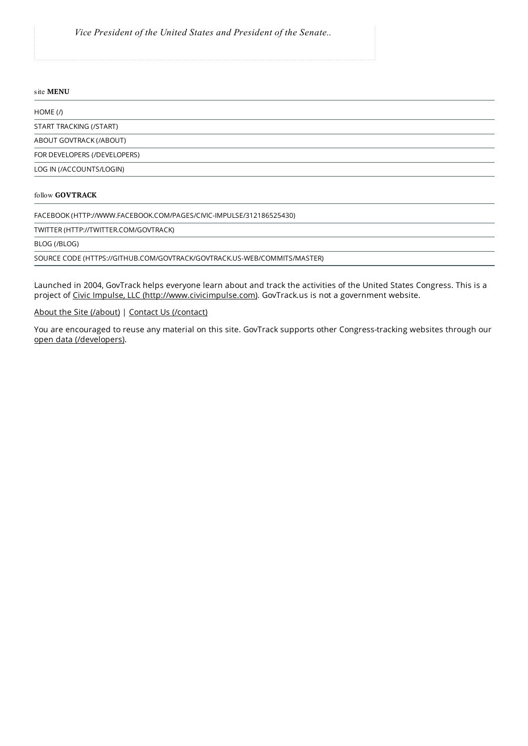*Vice President of the United States and President of the Senate..*

site **MENU**

- HOME (/)
- START TRACKING (/START)
- ABOUT GOVTRACK (/ABOUT)
- FOR DEVELOPERS (/DEVELOPERS)
- LOG IN (/ACCOUNTS/LOGIN)

follow **GOVTRACK**

- FACEBOOK (HTTP://WWW.FACEBOOK.COM/PAGES/CIVIC-IMPULSE/312186525430)
- TWITTER (HTTP://TWITTER.COM/GOVTRACK)
- BLOG (/BLOG)
- SOURCE CODE (HTTPS://GITHUB.COM/GOVTRACK/GOVTRACK.US-WEB/COMMITS/MASTER)

Launched in 2004, GovTrack helps everyone learn about and track the activities of the United States Congress. This is a project of Civic Impulse, LLC (http://www.civicimpulse.com). GovTrack.us is not a government website.

About the Site (/about) | Contact Us (/contact)

You are encouraged to reuse any material on this site. GovTrack supports other Congress-tracking websites through our open data (/developers).